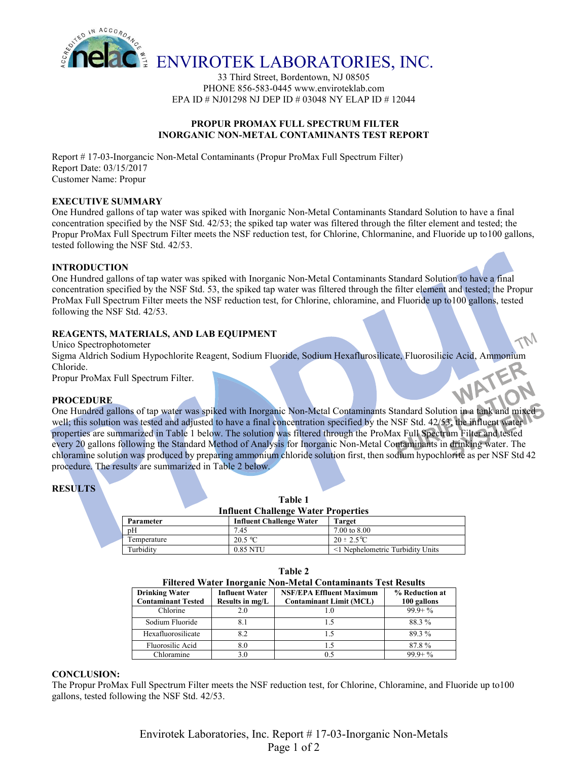# ENVIROTEK LABORATORIES, INC.

33 Third Street, Bordentown, NJ 08505
PHONE 856-583-0445 www.enviroteklab.com
EPA ID # NJ01298 NJ DEP ID # 03048 NY ELAP ID # 12044

## PROPUR PROMAX FULL SPECTRUM FILTER
## INORGANIC NON-METAL CONTAMINANTS TEST REPORT

Report # 17-03-Inorgancic Non-Metal Contaminants (Propur ProMax Full Spectrum Filter)
Report Date: 03/15/2017
Customer Name: Propur

### EXECUTIVE SUMMARY

One Hundred gallons of tap water was spiked with Inorganic Non-Metal Contaminants Standard Solution to have a final concentration specified by the NSF Std. 42/53; the spiked tap water was filtered through the filter element and tested; the Propur ProMax Full Spectrum Filter meets the NSF reduction test, for Chlorine, Chlormanine, and Fluoride up to100 gallons, tested following the NSF Std. 42/53.

### INTRODUCTION

One Hundred gallons of tap water was spiked with Inorganic Non-Metal Contaminants Standard Solution to have a final concentration specified by the NSF Std. 53, the spiked tap water was filtered through the filter element and tested; the Propur ProMax Full Spectrum Filter meets the NSF reduction test, for Chlorine, chloramine, and Fluoride up to100 gallons, tested following the NSF Std. 42/53.

### REAGENTS, MATERIALS, AND LAB EQUIPMENT

Unico Spectrophotometer
Sigma Aldrich Sodium Hypochlorite Reagent, Sodium Fluoride, Sodium Hexaflurosilicate, Fluorosilicic Acid, Ammonium Chloride.
Propur ProMax Full Spectrum Filter.

### PROCEDURE

One Hundred gallons of tap water was spiked with Inorganic Non-Metal Contaminants Standard Solution in a tank and mixed well; this solution was tested and adjusted to have a final concentration specified by the NSF Std. 42/53, the influent water properties are summarized in Table 1 below. The solution was filtered through the ProMax Full Spectrum Filter and tested every 20 gallons following the Standard Method of Analysis for Inorganic Non-Metal Contaminants in drinking water. The chloramine solution was produced by preparing ammonium chloride solution first, then sodium hypochlorite as per NSF Std 42 procedure. The results are summarized in Table 2 below.

### RESULTS

**Table 1**
**Influent Challenge Water Properties**

| Parameter | Influent Challenge Water | Target |
|---|---|---|
| pH | 7.45 | 7.00 to 8.00 |
| Temperature | 20.5 ºC | 20 ± 2.5ºC |
| Turbidity | 0.85 NTU | <1 Nephelometric Turbidity Units |

**Table 2**
**Filtered Water Inorganic Non-Metal Contaminants Test Results**

| Drinking Water Contaminant Tested | Influent Water Results in mg/L | NSF/EPA Effluent Maximum Contaminant Limit (MCL) | % Reduction at 100 gallons |
|---|---|---|---|
| Chlorine | 2.0 | 1.0 | 99.9+ % |
| Sodium Fluoride | 8.1 | 1.5 | 88.3 % |
| Hexafluorosilicate | 8.2 | 1.5 | 89.3 % |
| Fluorosilic Acid | 8.0 | 1.5 | 87.8 % |
| Chloramine | 3.0 | 0.5 | 99.9+ % |

### CONCLUSION:

The Propur ProMax Full Spectrum Filter meets the NSF reduction test, for Chlorine, Chloramine, and Fluoride up to100 gallons, tested following the NSF Std. 42/53.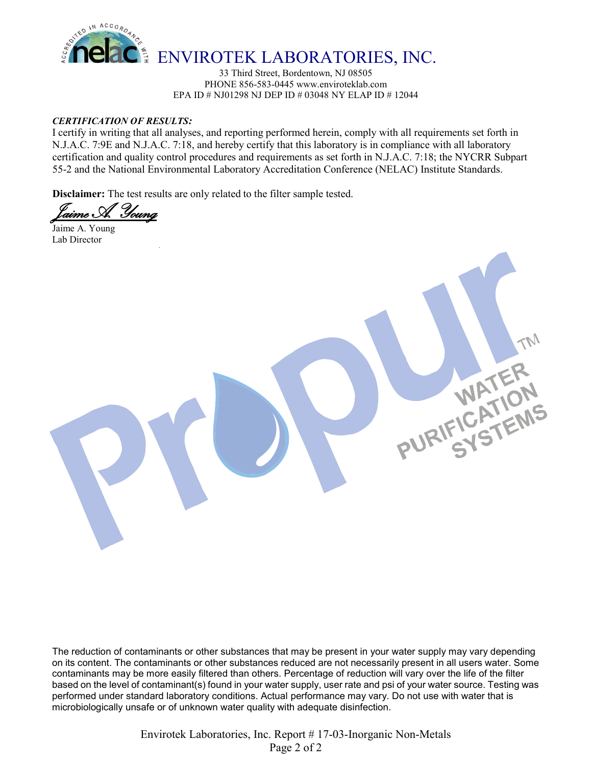# ENVIROTEK LABORATORIES, INC.

33 Third Street, Bordentown, NJ 08505
PHONE 856-583-0445 www.enviroteklab.com
EPA ID # NJ01298 NJ DEP ID # 03048 NY ELAP ID # 12044

***CERTIFICATION OF RESULTS:***

I certify in writing that all analyses, and reporting performed herein, comply with all requirements set forth in N.J.A.C. 7:9E and N.J.A.C. 7:18, and hereby certify that this laboratory is in compliance with all laboratory certification and quality control procedures and requirements as set forth in N.J.A.C. 7:18; the NYCRR Subpart 55-2 and the National Environmental Laboratory Accreditation Conference (NELAC) Institute Standards.

**Disclaimer:** The test results are only related to the filter sample tested.

*Jaime A. Young*

Jaime A. Young
Lab Director

The reduction of contaminants or other substances that may be present in your water supply may vary depending on its content. The contaminants or other substances reduced are not necessarily present in all users water. Some contaminants may be more easily filtered than others. Percentage of reduction will vary over the life of the filter based on the level of contaminant(s) found in your water supply, user rate and psi of your water source. Testing was performed under standard laboratory conditions. Actual performance may vary. Do not use with water that is microbiologically unsafe or of unknown water quality with adequate disinfection.

Envirotek Laboratories, Inc. Report # 17-03-Inorganic Non-Metals